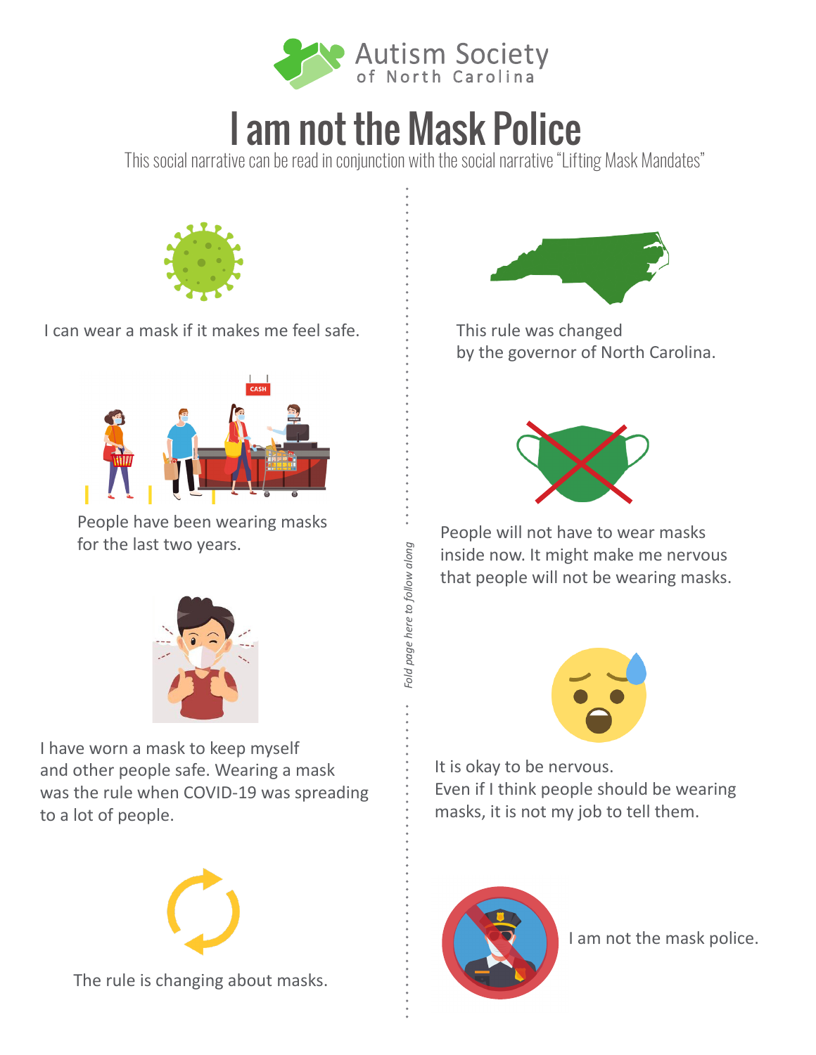Autism Society of North Carolina

# I am not the Mask Police

This social narrative can be read in conjunction with the social narrative "Lifting Mask Mandates"

I can wear a mask if it makes me feel safe.

People have been wearing masks for the last two years.

I have worn a mask to keep myself and other people safe. Wearing a mask was the rule when COVID-19 was spreading to a lot of people.

The rule is changing about masks.

*Fold page here to follow along*

This rule was changed by the governor of North Carolina.

People will not have to wear masks inside now. It might make me nervous that people will not be wearing masks.

It is okay to be nervous. Even if I think people should be wearing masks, it is not my job to tell them.

I am not the mask police.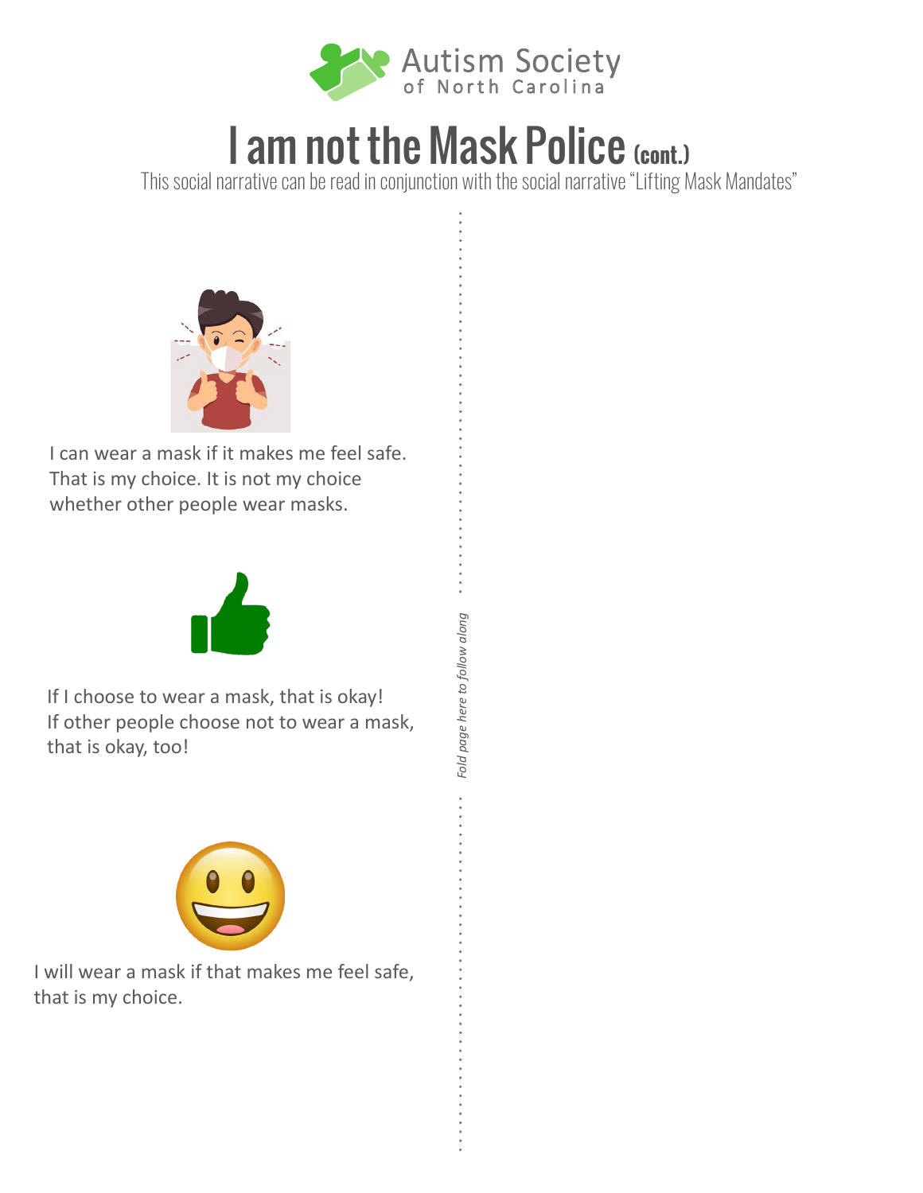# I am not the Mask Police (cont.)

This social narrative can be read in conjunction with the social narrative "Lifting Mask Mandates"

I can wear a mask if it makes me feel safe. That is my choice. It is not my choice whether other people wear masks.

If I choose to wear a mask, that is okay! If other people choose not to wear a mask, that is okay, too!

I will wear a mask if that makes me feel safe, that is my choice.

*Fold page here to follow along*